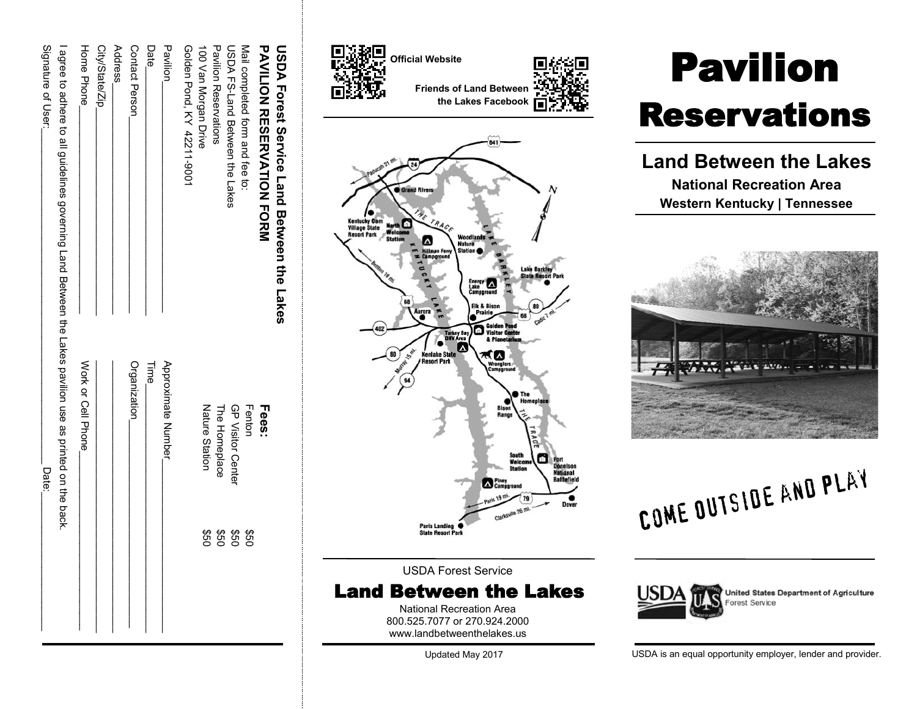## USDA Forest Service Land Between the Lakes PAVILION RESERVATION FORM

Mail completed form and fee to:
USDA FS-Land Between the Lakes
Pavilion Reservations
100 Van Morgan Drive
Golden Pond, KY 42211-9001

**Fees:**

| | |
|---|---|
| Fenton | $50 |
| GP Visitor Center | $50 |
| The Homeplace | $50 |
| Nature Station | $50 |

Pavilion_______________ Approximate Number_______________

Date_______________ Time_______________

Contact Person_______________ Organization_______________

Address_______________

City/State/Zip_______________

Home Phone_______________ Work or Cell Phone_______________

I agree to adhere to all guidelines governing Land Between the Lakes pavilion use as printed on the back.

Signature of User:_______________ Date:_______________

Official Website

Friends of Land Between the Lakes Facebook

USDA Forest Service

## Land Between the Lakes

National Recreation Area
800.525.7077 or 270.924.2000
www.landbetweenthelakes.us

Updated May 2017

# Pavilion Reservations

## Land Between the Lakes

### National Recreation Area

### Western Kentucky | Tennessee

COME OUTSIDE AND PLAY

USDA United States Department of Agriculture Forest Service

USDA is an equal opportunity employer, lender and provider.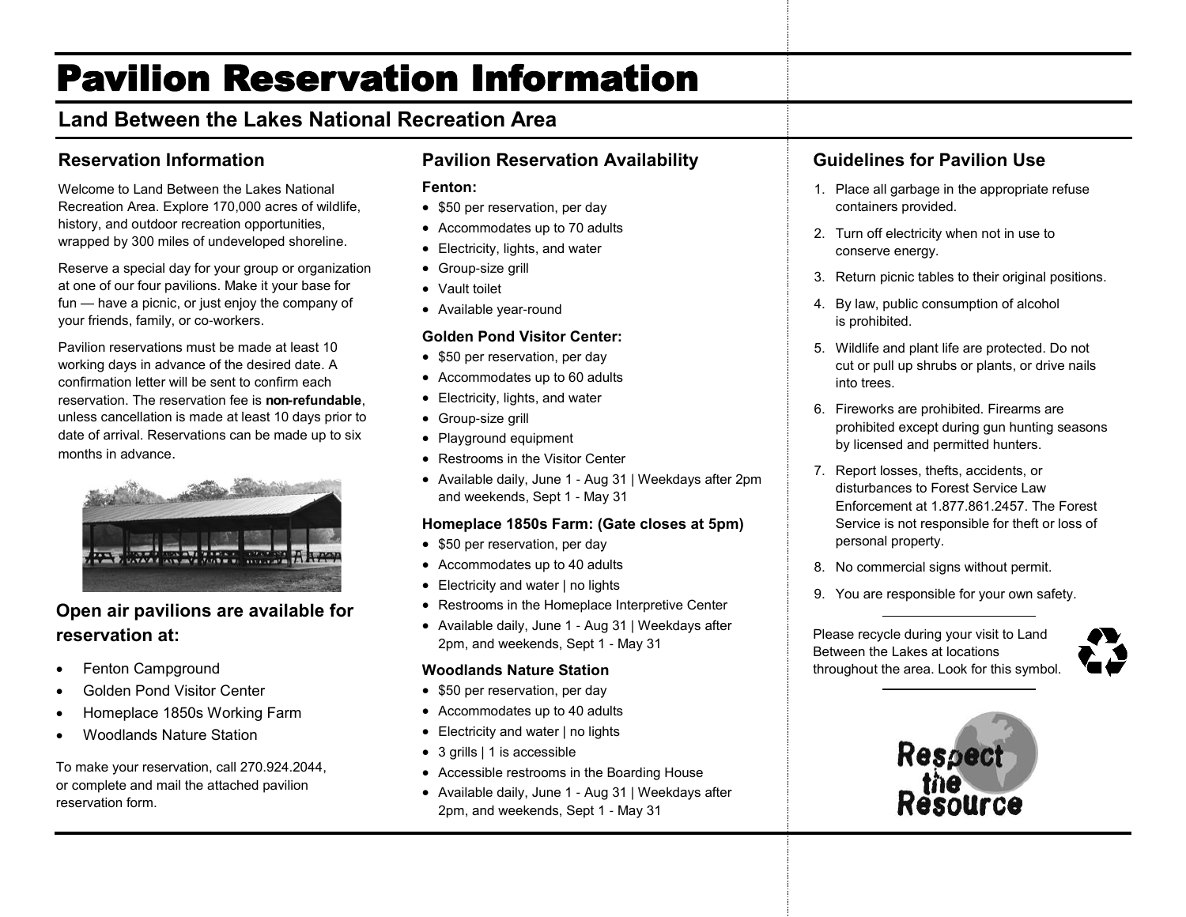# Pavilion Reservation Information

## Land Between the Lakes National Recreation Area

### Reservation Information

Welcome to Land Between the Lakes National Recreation Area. Explore 170,000 acres of wildlife, history, and outdoor recreation opportunities, wrapped by 300 miles of undeveloped shoreline.

Reserve a special day for your group or organization at one of our four pavilions. Make it your base for fun — have a picnic, or just enjoy the company of your friends, family, or co-workers.

Pavilion reservations must be made at least 10 working days in advance of the desired date. A confirmation letter will be sent to confirm each reservation. The reservation fee is **non-refundable**, unless cancellation is made at least 10 days prior to date of arrival. Reservations can be made up to six months in advance.

### Open air pavilions are available for reservation at:

- Fenton Campground
- Golden Pond Visitor Center
- Homeplace 1850s Working Farm
- Woodlands Nature Station

To make your reservation, call 270.924.2044, or complete and mail the attached pavilion reservation form.

### Pavilion Reservation Availability

**Fenton:**

- $50 per reservation, per day
- Accommodates up to 70 adults
- Electricity, lights, and water
- Group-size grill
- Vault toilet
- Available year-round

**Golden Pond Visitor Center:**

- $50 per reservation, per day
- Accommodates up to 60 adults
- Electricity, lights, and water
- Group-size grill
- Playground equipment
- Restrooms in the Visitor Center
- Available daily, June 1 - Aug 31 | Weekdays after 2pm and weekends, Sept 1 - May 31

**Homeplace 1850s Farm: (Gate closes at 5pm)**

- $50 per reservation, per day
- Accommodates up to 40 adults
- Electricity and water | no lights
- Restrooms in the Homeplace Interpretive Center
- Available daily, June 1 - Aug 31 | Weekdays after 2pm, and weekends, Sept 1 - May 31

**Woodlands Nature Station**

- $50 per reservation, per day
- Accommodates up to 40 adults
- Electricity and water | no lights
- 3 grills | 1 is accessible
- Accessible restrooms in the Boarding House
- Available daily, June 1 - Aug 31 | Weekdays after 2pm, and weekends, Sept 1 - May 31

### Guidelines for Pavilion Use

1. Place all garbage in the appropriate refuse containers provided.
2. Turn off electricity when not in use to conserve energy.
3. Return picnic tables to their original positions.
4. By law, public consumption of alcohol is prohibited.
5. Wildlife and plant life are protected. Do not cut or pull up shrubs or plants, or drive nails into trees.
6. Fireworks are prohibited. Firearms are prohibited except during gun hunting seasons by licensed and permitted hunters.
7. Report losses, thefts, accidents, or disturbances to Forest Service Law Enforcement at 1.877.861.2457. The Forest Service is not responsible for theft or loss of personal property.
8. No commercial signs without permit.
9. You are responsible for your own safety.

Please recycle during your visit to Land Between the Lakes at locations throughout the area. Look for this symbol.

Respect the Resource